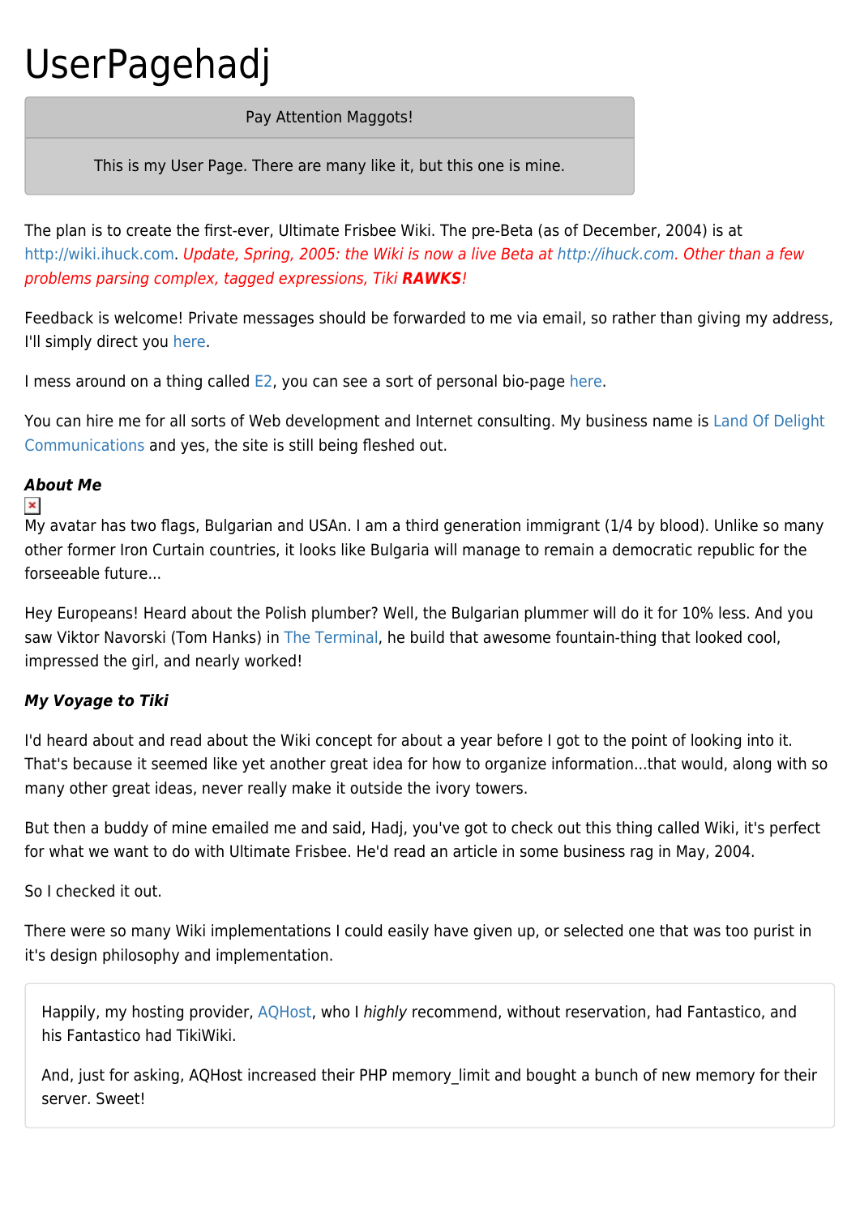# UserPagehadj

| Pay Attention Maggots! |
| --- |
| This is my User Page. There are many like it, but this one is mine. |

The plan is to create the first-ever, Ultimate Frisbee Wiki. The pre-Beta (as of December, 2004) is at http://wiki.ihuck.com. *Update, Spring, 2005: the Wiki is now a live Beta at http://ihuck.com. Other than a few problems parsing complex, tagged expressions, Tiki **RAWKS**!*

Feedback is welcome! Private messages should be forwarded to me via email, so rather than giving my address, I'll simply direct you here.

I mess around on a thing called E2, you can see a sort of personal bio-page here.

You can hire me for all sorts of Web development and Internet consulting. My business name is Land Of Delight Communications and yes, the site is still being fleshed out.

***About Me***

My avatar has two flags, Bulgarian and USAn. I am a third generation immigrant (1/4 by blood). Unlike so many other former Iron Curtain countries, it looks like Bulgaria will manage to remain a democratic republic for the forseeable future...

Hey Europeans! Heard about the Polish plumber? Well, the Bulgarian plummer will do it for 10% less. And you saw Viktor Navorski (Tom Hanks) in The Terminal, he build that awesome fountain-thing that looked cool, impressed the girl, and nearly worked!

***My Voyage to Tiki***

I'd heard about and read about the Wiki concept for about a year before I got to the point of looking into it. That's because it seemed like yet another great idea for how to organize information...that would, along with so many other great ideas, never really make it outside the ivory towers.

But then a buddy of mine emailed me and said, Hadj, you've got to check out this thing called Wiki, it's perfect for what we want to do with Ultimate Frisbee. He'd read an article in some business rag in May, 2004.

So I checked it out.

There were so many Wiki implementations I could easily have given up, or selected one that was too purist in it's design philosophy and implementation.

> Happily, my hosting provider, AQHost, who I *highly* recommend, without reservation, had Fantastico, and his Fantastico had TikiWiki.
>
> And, just for asking, AQHost increased their PHP memory_limit and bought a bunch of new memory for their server. Sweet!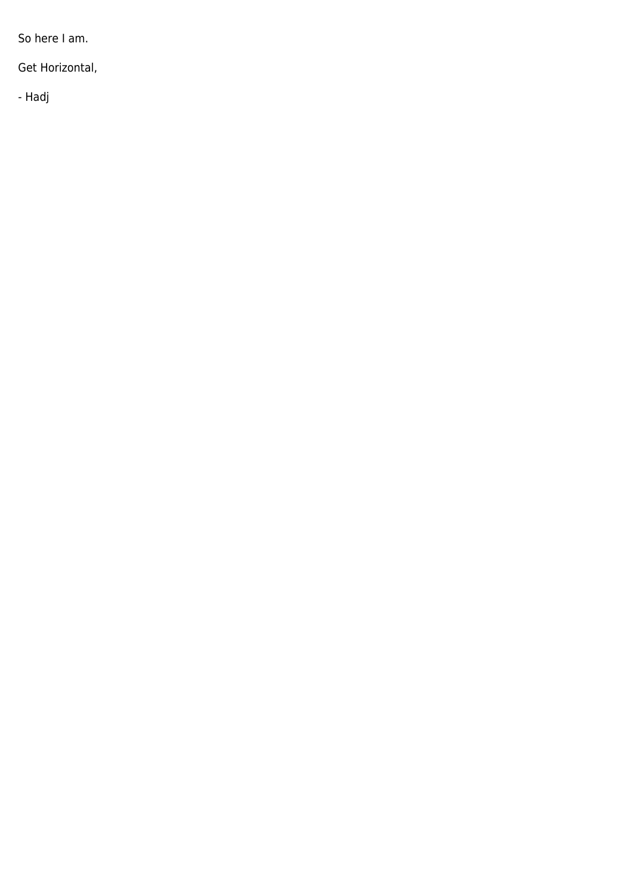So here I am.

Get Horizontal,

- Hadj